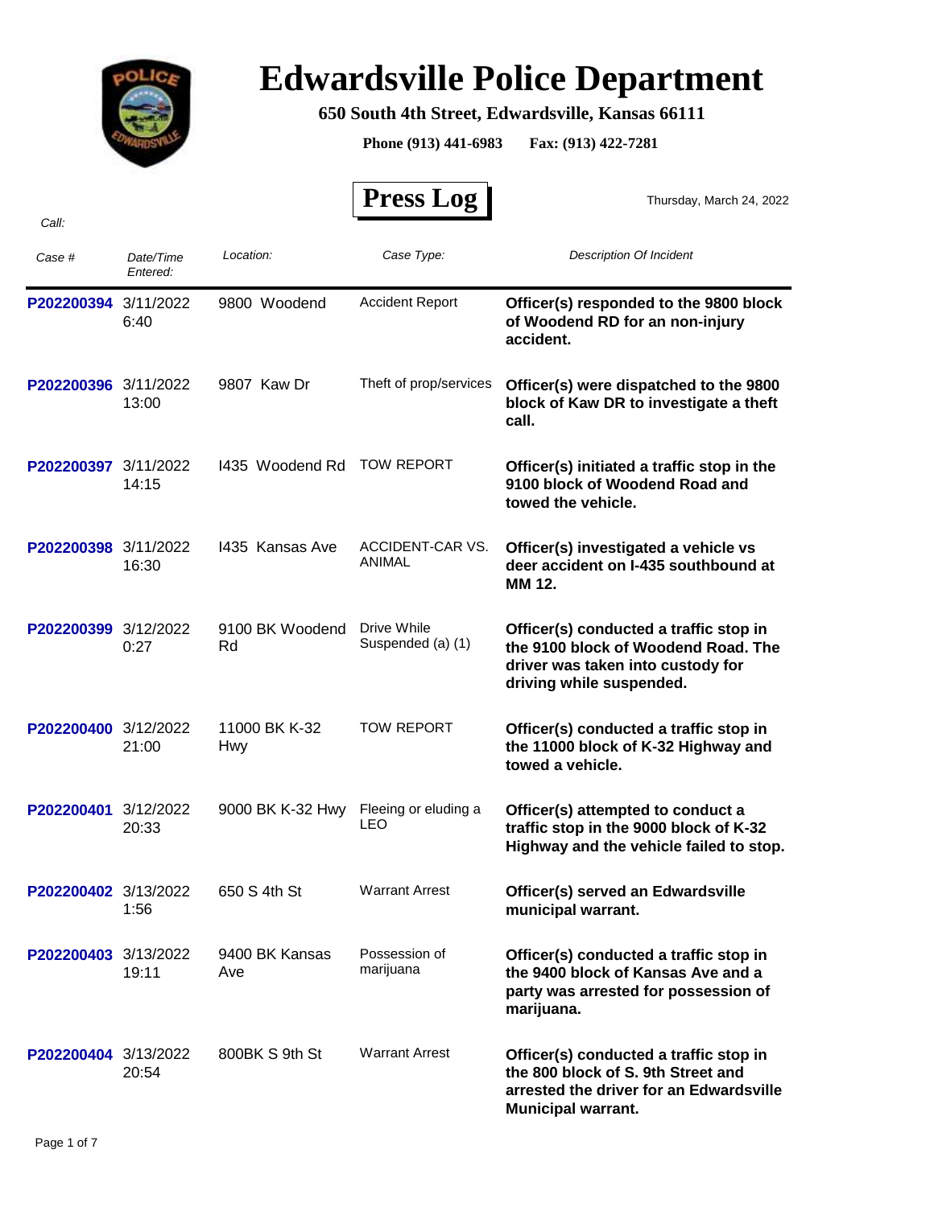# Edwardsville Police Department

**650 South 4th Street, Edwardsville, Kansas 66111**

**Phone (913) 441-6983 Fax: (913) 422-7281**

## Press Log

Thursday, March 24, 2022

*Call:*

| *Case #* | *Date/Time Entered:* | *Location:* | *Case Type:* | *Description Of Incident* |
|---|---|---|---|---|
| P202200394 | 3/11/2022 6:40 | 9800 Woodend | Accident Report | **Officer(s) responded to the 9800 block of Woodend RD for an non-injury accident.** |
| P202200396 | 3/11/2022 13:00 | 9807 Kaw Dr | Theft of prop/services | **Officer(s) were dispatched to the 9800 block of Kaw DR to investigate a theft call.** |
| P202200397 | 3/11/2022 14:15 | I435 Woodend Rd | TOW REPORT | **Officer(s) initiated a traffic stop in the 9100 block of Woodend Road and towed the vehicle.** |
| P202200398 | 3/11/2022 16:30 | I435 Kansas Ave | ACCIDENT-CAR VS. ANIMAL | **Officer(s) investigated a vehicle vs deer accident on I-435 southbound at MM 12.** |
| P202200399 | 3/12/2022 0:27 | 9100 BK Woodend Rd | Drive While Suspended (a) (1) | **Officer(s) conducted a traffic stop in the 9100 block of Woodend Road. The driver was taken into custody for driving while suspended.** |
| P202200400 | 3/12/2022 21:00 | 11000 BK K-32 Hwy | TOW REPORT | **Officer(s) conducted a traffic stop in the 11000 block of K-32 Highway and towed a vehicle.** |
| P202200401 | 3/12/2022 20:33 | 9000 BK K-32 Hwy | Fleeing or eluding a LEO | **Officer(s) attempted to conduct a traffic stop in the 9000 block of K-32 Highway and the vehicle failed to stop.** |
| P202200402 | 3/13/2022 1:56 | 650 S 4th St | Warrant Arrest | **Officer(s) served an Edwardsville municipal warrant.** |
| P202200403 | 3/13/2022 19:11 | 9400 BK Kansas Ave | Possession of marijuana | **Officer(s) conducted a traffic stop in the 9400 block of Kansas Ave and a party was arrested for possession of marijuana.** |
| P202200404 | 3/13/2022 20:54 | 800BK S 9th St | Warrant Arrest | **Officer(s) conducted a traffic stop in the 800 block of S. 9th Street and arrested the driver for an Edwardsville Municipal warrant.** |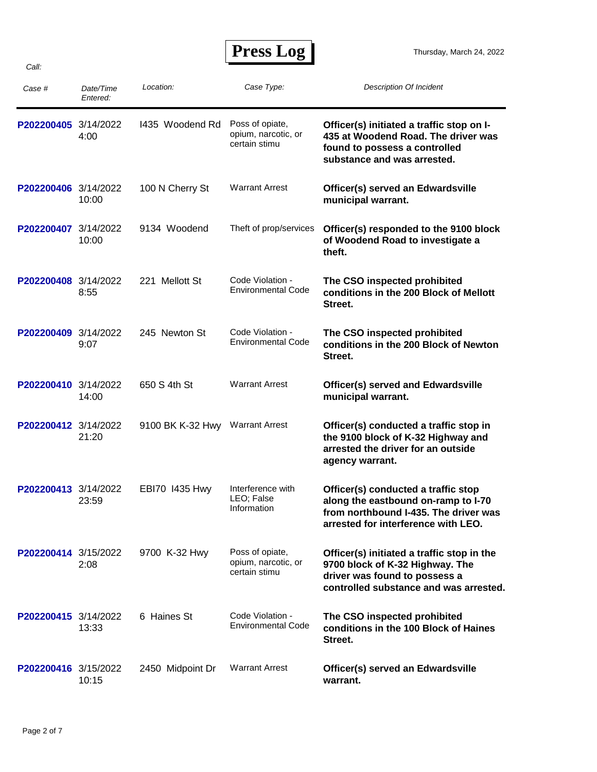# Press Log

Thursday, March 24, 2022

*Call:*

| *Case #* | *Date/Time Entered:* | *Location:* | *Case Type:* | *Description Of Incident* |
|---|---|---|---|---|
| **P202200405** | 3/14/2022 4:00 | I435 Woodend Rd | Poss of opiate, opium, narcotic, or certain stimu | **Officer(s) initiated a traffic stop on I-435 at Woodend Road. The driver was found to possess a controlled substance and was arrested.** |
| **P202200406** | 3/14/2022 10:00 | 100 N Cherry St | Warrant Arrest | **Officer(s) served an Edwardsville municipal warrant.** |
| **P202200407** | 3/14/2022 10:00 | 9134 Woodend | Theft of prop/services | **Officer(s) responded to the 9100 block of Woodend Road to investigate a theft.** |
| **P202200408** | 3/14/2022 8:55 | 221 Mellott St | Code Violation - Environmental Code | **The CSO inspected prohibited conditions in the 200 Block of Mellott Street.** |
| **P202200409** | 3/14/2022 9:07 | 245 Newton St | Code Violation - Environmental Code | **The CSO inspected prohibited conditions in the 200 Block of Newton Street.** |
| **P202200410** | 3/14/2022 14:00 | 650 S 4th St | Warrant Arrest | **Officer(s) served and Edwardsville municipal warrant.** |
| **P202200412** | 3/14/2022 21:20 | 9100 BK K-32 Hwy | Warrant Arrest | **Officer(s) conducted a traffic stop in the 9100 block of K-32 Highway and arrested the driver for an outside agency warrant.** |
| **P202200413** | 3/14/2022 23:59 | EBI70 I435 Hwy | Interference with LEO; False Information | **Officer(s) conducted a traffic stop along the eastbound on-ramp to I-70 from northbound I-435. The driver was arrested for interference with LEO.** |
| **P202200414** | 3/15/2022 2:08 | 9700 K-32 Hwy | Poss of opiate, opium, narcotic, or certain stimu | **Officer(s) initiated a traffic stop in the 9700 block of K-32 Highway. The driver was found to possess a controlled substance and was arrested.** |
| **P202200415** | 3/14/2022 13:33 | 6 Haines St | Code Violation - Environmental Code | **The CSO inspected prohibited conditions in the 100 Block of Haines Street.** |
| **P202200416** | 3/15/2022 10:15 | 2450 Midpoint Dr | Warrant Arrest | **Officer(s) served an Edwardsville warrant.** |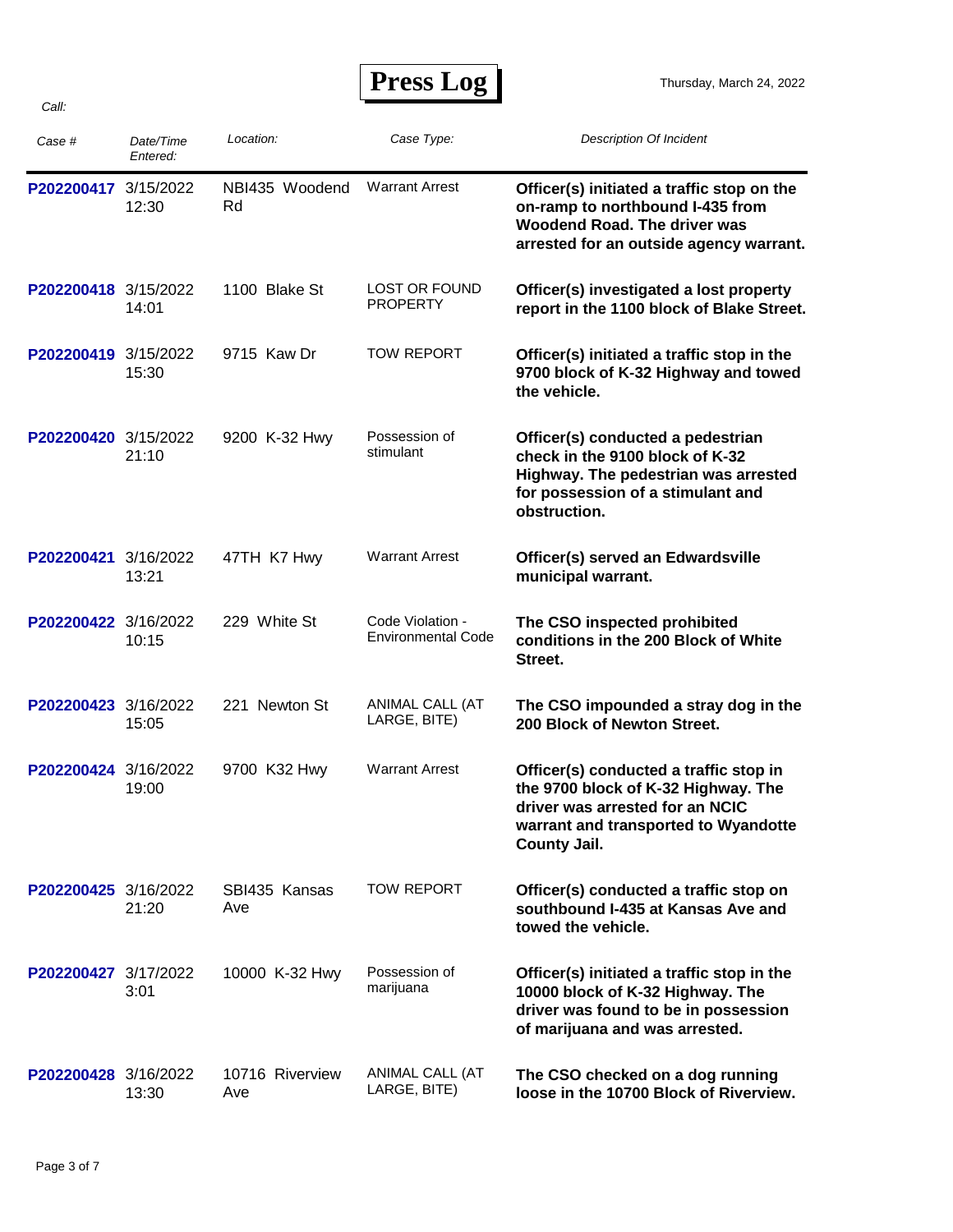# Press Log

Thursday, March 24, 2022

*Call:*

| *Case #* | *Date/Time Entered:* | *Location:* | *Case Type:* | *Description Of Incident* |
|---|---|---|---|---|
| **P202200417** | 3/15/2022 12:30 | NBI435 Woodend Rd | Warrant Arrest | **Officer(s) initiated a traffic stop on the on-ramp to northbound I-435 from Woodend Road. The driver was arrested for an outside agency warrant.** |
| **P202200418** | 3/15/2022 14:01 | 1100 Blake St | LOST OR FOUND PROPERTY | **Officer(s) investigated a lost property report in the 1100 block of Blake Street.** |
| **P202200419** | 3/15/2022 15:30 | 9715 Kaw Dr | TOW REPORT | **Officer(s) initiated a traffic stop in the 9700 block of K-32 Highway and towed the vehicle.** |
| **P202200420** | 3/15/2022 21:10 | 9200 K-32 Hwy | Possession of stimulant | **Officer(s) conducted a pedestrian check in the 9100 block of K-32 Highway. The pedestrian was arrested for possession of a stimulant and obstruction.** |
| **P202200421** | 3/16/2022 13:21 | 47TH K7 Hwy | Warrant Arrest | **Officer(s) served an Edwardsville municipal warrant.** |
| **P202200422** | 3/16/2022 10:15 | 229 White St | Code Violation - Environmental Code | **The CSO inspected prohibited conditions in the 200 Block of White Street.** |
| **P202200423** | 3/16/2022 15:05 | 221 Newton St | ANIMAL CALL (AT LARGE, BITE) | **The CSO impounded a stray dog in the 200 Block of Newton Street.** |
| **P202200424** | 3/16/2022 19:00 | 9700 K32 Hwy | Warrant Arrest | **Officer(s) conducted a traffic stop in the 9700 block of K-32 Highway. The driver was arrested for an NCIC warrant and transported to Wyandotte County Jail.** |
| **P202200425** | 3/16/2022 21:20 | SBI435 Kansas Ave | TOW REPORT | **Officer(s) conducted a traffic stop on southbound I-435 at Kansas Ave and towed the vehicle.** |
| **P202200427** | 3/17/2022 3:01 | 10000 K-32 Hwy | Possession of marijuana | **Officer(s) initiated a traffic stop in the 10000 block of K-32 Highway. The driver was found to be in possession of marijuana and was arrested.** |
| **P202200428** | 3/16/2022 13:30 | 10716 Riverview Ave | ANIMAL CALL (AT LARGE, BITE) | **The CSO checked on a dog running loose in the 10700 Block of Riverview.** |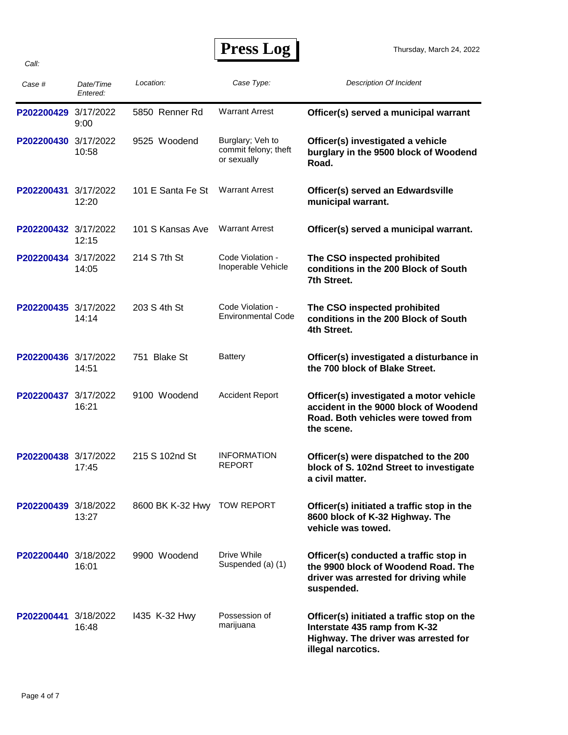# Press Log

Thursday, March 24, 2022

*Call:*

| *Case #* | *Date/Time Entered:* | *Location:* | *Case Type:* | *Description Of Incident* |
|---|---|---|---|---|
| P202200429 | 3/17/2022 9:00 | 5850 Renner Rd | Warrant Arrest | **Officer(s) served a municipal warrant** |
| P202200430 | 3/17/2022 10:58 | 9525 Woodend | Burglary; Veh to commit felony; theft or sexually | **Officer(s) investigated a vehicle burglary in the 9500 block of Woodend Road.** |
| P202200431 | 3/17/2022 12:20 | 101 E Santa Fe St | Warrant Arrest | **Officer(s) served an Edwardsville municipal warrant.** |
| P202200432 | 3/17/2022 12:15 | 101 S Kansas Ave | Warrant Arrest | **Officer(s) served a municipal warrant.** |
| P202200434 | 3/17/2022 14:05 | 214 S 7th St | Code Violation - Inoperable Vehicle | **The CSO inspected prohibited conditions in the 200 Block of South 7th Street.** |
| P202200435 | 3/17/2022 14:14 | 203 S 4th St | Code Violation - Environmental Code | **The CSO inspected prohibited conditions in the 200 Block of South 4th Street.** |
| P202200436 | 3/17/2022 14:51 | 751 Blake St | Battery | **Officer(s) investigated a disturbance in the 700 block of Blake Street.** |
| P202200437 | 3/17/2022 16:21 | 9100 Woodend | Accident Report | **Officer(s) investigated a motor vehicle accident in the 9000 block of Woodend Road. Both vehicles were towed from the scene.** |
| P202200438 | 3/17/2022 17:45 | 215 S 102nd St | INFORMATION REPORT | **Officer(s) were dispatched to the 200 block of S. 102nd Street to investigate a civil matter.** |
| P202200439 | 3/18/2022 13:27 | 8600 BK K-32 Hwy | TOW REPORT | **Officer(s) initiated a traffic stop in the 8600 block of K-32 Highway. The vehicle was towed.** |
| P202200440 | 3/18/2022 16:01 | 9900 Woodend | Drive While Suspended (a) (1) | **Officer(s) conducted a traffic stop in the 9900 block of Woodend Road. The driver was arrested for driving while suspended.** |
| P202200441 | 3/18/2022 16:48 | I435 K-32 Hwy | Possession of marijuana | **Officer(s) initiated a traffic stop on the Interstate 435 ramp from K-32 Highway. The driver was arrested for illegal narcotics.** |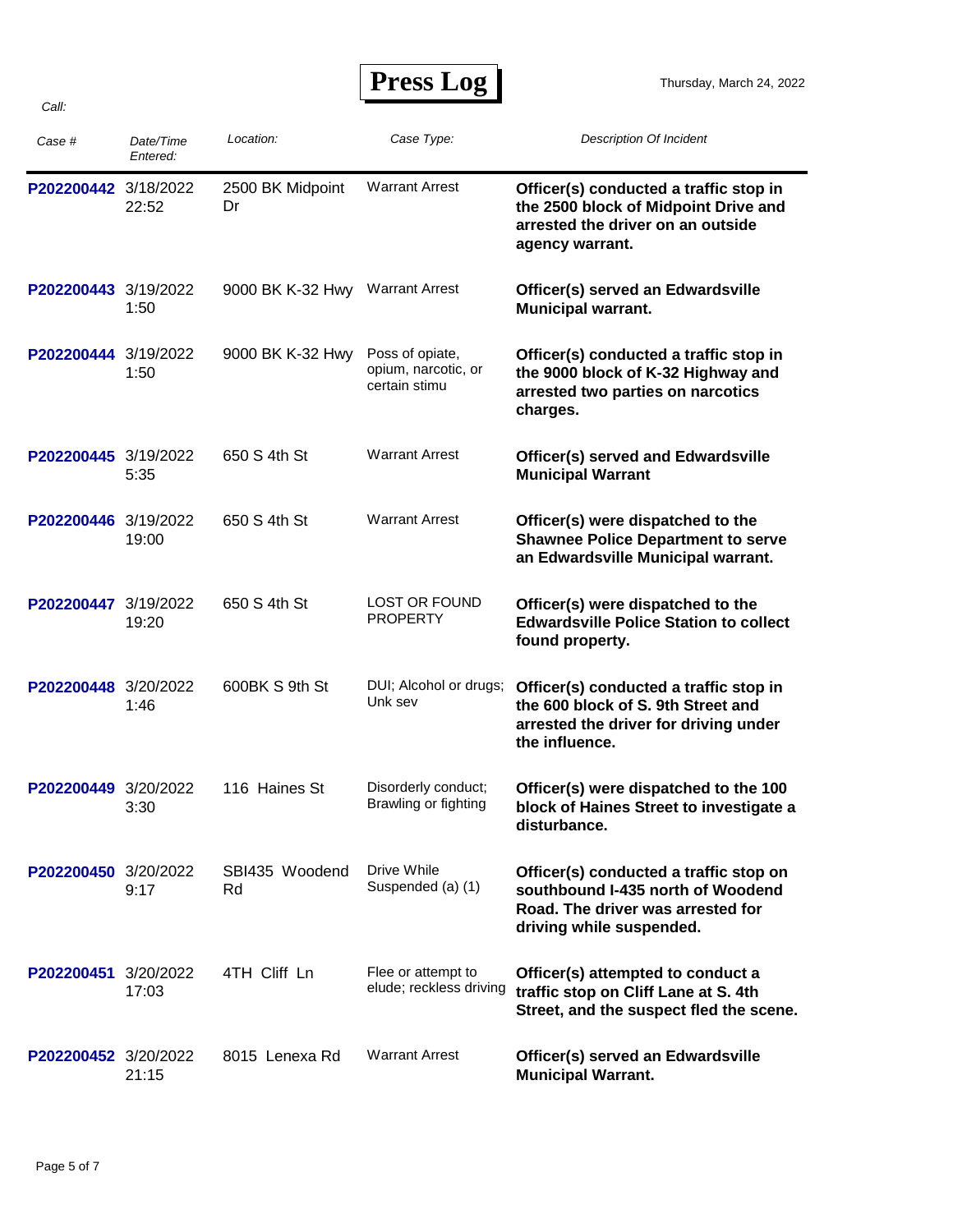# Press Log

Thursday, March 24, 2022

*Call:*

| *Case #* | *Date/Time Entered:* | *Location:* | *Case Type:* | *Description Of Incident* |
|---|---|---|---|---|
| P202200442 | 3/18/2022 22:52 | 2500 BK Midpoint Dr | Warrant Arrest | **Officer(s) conducted a traffic stop in the 2500 block of Midpoint Drive and arrested the driver on an outside agency warrant.** |
| P202200443 | 3/19/2022 1:50 | 9000 BK K-32 Hwy | Warrant Arrest | **Officer(s) served an Edwardsville Municipal warrant.** |
| P202200444 | 3/19/2022 1:50 | 9000 BK K-32 Hwy | Poss of opiate, opium, narcotic, or certain stimu | **Officer(s) conducted a traffic stop in the 9000 block of K-32 Highway and arrested two parties on narcotics charges.** |
| P202200445 | 3/19/2022 5:35 | 650 S 4th St | Warrant Arrest | **Officer(s) served and Edwardsville Municipal Warrant** |
| P202200446 | 3/19/2022 19:00 | 650 S 4th St | Warrant Arrest | **Officer(s) were dispatched to the Shawnee Police Department to serve an Edwardsville Municipal warrant.** |
| P202200447 | 3/19/2022 19:20 | 650 S 4th St | LOST OR FOUND PROPERTY | **Officer(s) were dispatched to the Edwardsville Police Station to collect found property.** |
| P202200448 | 3/20/2022 1:46 | 600BK S 9th St | DUI; Alcohol or drugs; Unk sev | **Officer(s) conducted a traffic stop in the 600 block of S. 9th Street and arrested the driver for driving under the influence.** |
| P202200449 | 3/20/2022 3:30 | 116 Haines St | Disorderly conduct; Brawling or fighting | **Officer(s) were dispatched to the 100 block of Haines Street to investigate a disturbance.** |
| P202200450 | 3/20/2022 9:17 | SBI435 Woodend Rd | Drive While Suspended (a) (1) | **Officer(s) conducted a traffic stop on southbound I-435 north of Woodend Road. The driver was arrested for driving while suspended.** |
| P202200451 | 3/20/2022 17:03 | 4TH Cliff Ln | Flee or attempt to elude; reckless driving | **Officer(s) attempted to conduct a traffic stop on Cliff Lane at S. 4th Street, and the suspect fled the scene.** |
| P202200452 | 3/20/2022 21:15 | 8015 Lenexa Rd | Warrant Arrest | **Officer(s) served an Edwardsville Municipal Warrant.** |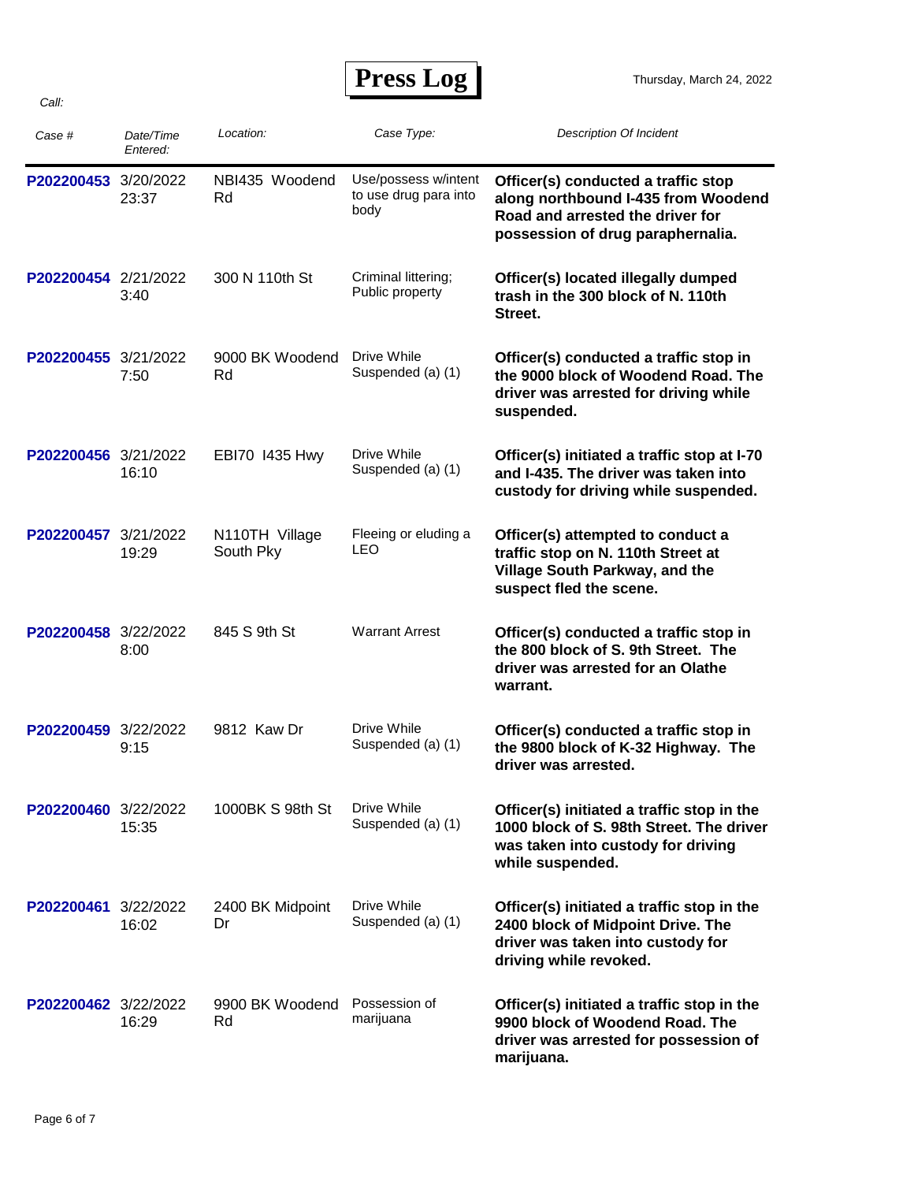# Press Log

Thursday, March 24, 2022

*Call:*

| *Case #* | *Date/Time Entered:* | *Location:* | *Case Type:* | *Description Of Incident* |
|---|---|---|---|---|
| P202200453 | 3/20/2022 23:37 | NBI435 Woodend Rd | Use/possess w/intent to use drug para into body | **Officer(s) conducted a traffic stop along northbound I-435 from Woodend Road and arrested the driver for possession of drug paraphernalia.** |
| P202200454 | 2/21/2022 3:40 | 300 N 110th St | Criminal littering; Public property | **Officer(s) located illegally dumped trash in the 300 block of N. 110th Street.** |
| P202200455 | 3/21/2022 7:50 | 9000 BK Woodend Rd | Drive While Suspended (a) (1) | **Officer(s) conducted a traffic stop in the 9000 block of Woodend Road. The driver was arrested for driving while suspended.** |
| P202200456 | 3/21/2022 16:10 | EBI70 I435 Hwy | Drive While Suspended (a) (1) | **Officer(s) initiated a traffic stop at I-70 and I-435. The driver was taken into custody for driving while suspended.** |
| P202200457 | 3/21/2022 19:29 | N110TH Village South Pky | Fleeing or eluding a LEO | **Officer(s) attempted to conduct a traffic stop on N. 110th Street at Village South Parkway, and the suspect fled the scene.** |
| P202200458 | 3/22/2022 8:00 | 845 S 9th St | Warrant Arrest | **Officer(s) conducted a traffic stop in the 800 block of S. 9th Street. The driver was arrested for an Olathe warrant.** |
| P202200459 | 3/22/2022 9:15 | 9812 Kaw Dr | Drive While Suspended (a) (1) | **Officer(s) conducted a traffic stop in the 9800 block of K-32 Highway. The driver was arrested.** |
| P202200460 | 3/22/2022 15:35 | 1000BK S 98th St | Drive While Suspended (a) (1) | **Officer(s) initiated a traffic stop in the 1000 block of S. 98th Street. The driver was taken into custody for driving while suspended.** |
| P202200461 | 3/22/2022 16:02 | 2400 BK Midpoint Dr | Drive While Suspended (a) (1) | **Officer(s) initiated a traffic stop in the 2400 block of Midpoint Drive. The driver was taken into custody for driving while revoked.** |
| P202200462 | 3/22/2022 16:29 | 9900 BK Woodend Rd | Possession of marijuana | **Officer(s) initiated a traffic stop in the 9900 block of Woodend Road. The driver was arrested for possession of marijuana.** |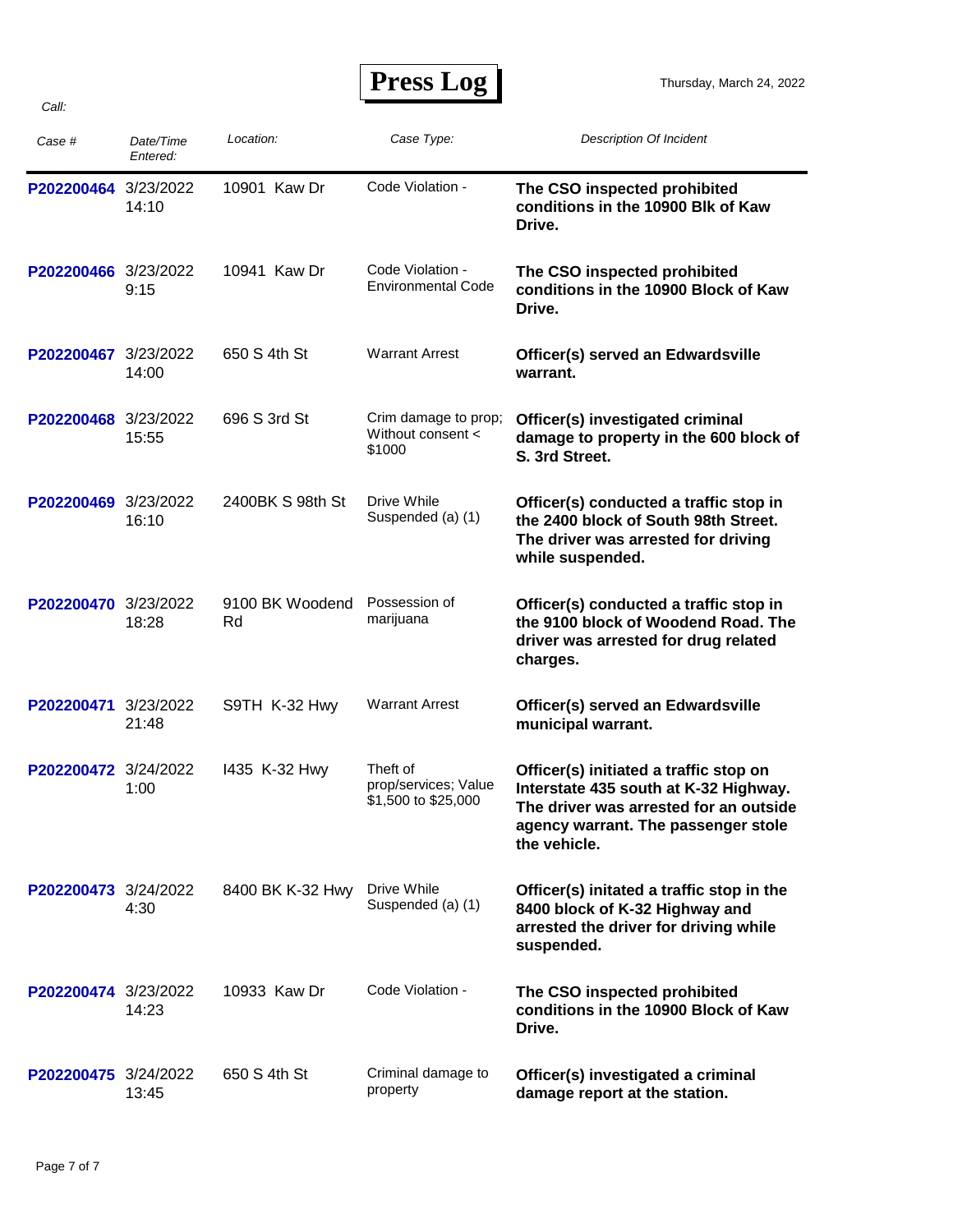# Press Log

Thursday, March 24, 2022

*Call:*

| *Case #* | *Date/Time Entered:* | *Location:* | *Case Type:* | *Description Of Incident* |
|---|---|---|---|---|
| P202200464 | 3/23/2022 14:10 | 10901 Kaw Dr | Code Violation - | **The CSO inspected prohibited conditions in the 10900 Blk of Kaw Drive.** |
| P202200466 | 3/23/2022 9:15 | 10941 Kaw Dr | Code Violation - Environmental Code | **The CSO inspected prohibited conditions in the 10900 Block of Kaw Drive.** |
| P202200467 | 3/23/2022 14:00 | 650 S 4th St | Warrant Arrest | **Officer(s) served an Edwardsville warrant.** |
| P202200468 | 3/23/2022 15:55 | 696 S 3rd St | Crim damage to prop; Without consent < $1000 | **Officer(s) investigated criminal damage to property in the 600 block of S. 3rd Street.** |
| P202200469 | 3/23/2022 16:10 | 2400BK S 98th St | Drive While Suspended (a) (1) | **Officer(s) conducted a traffic stop in the 2400 block of South 98th Street. The driver was arrested for driving while suspended.** |
| P202200470 | 3/23/2022 18:28 | 9100 BK Woodend Rd | Possession of marijuana | **Officer(s) conducted a traffic stop in the 9100 block of Woodend Road. The driver was arrested for drug related charges.** |
| P202200471 | 3/23/2022 21:48 | S9TH K-32 Hwy | Warrant Arrest | **Officer(s) served an Edwardsville municipal warrant.** |
| P202200472 | 3/24/2022 1:00 | I435 K-32 Hwy | Theft of prop/services; Value $1,500 to $25,000 | **Officer(s) initiated a traffic stop on Interstate 435 south at K-32 Highway. The driver was arrested for an outside agency warrant. The passenger stole the vehicle.** |
| P202200473 | 3/24/2022 4:30 | 8400 BK K-32 Hwy | Drive While Suspended (a) (1) | **Officer(s) initated a traffic stop in the 8400 block of K-32 Highway and arrested the driver for driving while suspended.** |
| P202200474 | 3/23/2022 14:23 | 10933 Kaw Dr | Code Violation - | **The CSO inspected prohibited conditions in the 10900 Block of Kaw Drive.** |
| P202200475 | 3/24/2022 13:45 | 650 S 4th St | Criminal damage to property | **Officer(s) investigated a criminal damage report at the station.** |